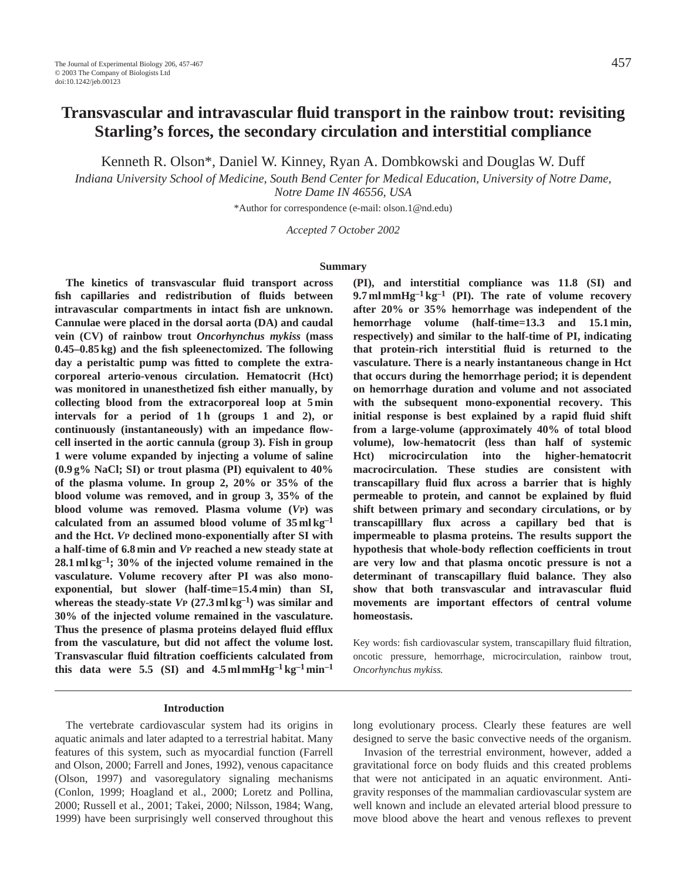# Transvascular and intravascular fluid transport in the rainbow trout: revisiting Starling's forces, the secondary circulation and interstitial compliance

Kenneth R. Olson*, Daniel W. Kinney, Ryan A. Dombkowski and Douglas W. Duff

*Indiana University School of Medicine, South Bend Center for Medical Education, University of Notre Dame, Notre Dame IN 46556, USA*

*Author for correspondence (e-mail: olson.1@nd.edu)

*Accepted 7 October 2002*

## Summary

**The kinetics of transvascular fluid transport across fish capillaries and redistribution of fluids between intravascular compartments in intact fish are unknown. Cannulae were placed in the dorsal aorta (DA) and caudal vein (CV) of rainbow trout *Oncorhynchus mykiss* (mass 0.45–0.85 kg) and the fish spleenectomized. The following day a peristaltic pump was fitted to complete the extra-corporeal arterio-venous circulation. Hematocrit (Hct) was monitored in unanesthetized fish either manually, by collecting blood from the extracorporeal loop at 5 min intervals for a period of 1 h (groups 1 and 2), or continuously (instantaneously) with an impedance flow-cell inserted in the aortic cannula (group 3). Fish in group 1 were volume expanded by injecting a volume of saline (0.9 g% NaCl; SI) or trout plasma (PI) equivalent to 40% of the plasma volume. In group 2, 20% or 35% of the blood volume was removed, and in group 3, 35% of the blood volume was removed. Plasma volume ($V_P$) was calculated from an assumed blood volume of 35 ml kg$^{-1}$ and the Hct. $V_P$ declined mono-exponentially after SI with a half-time of 6.8 min and $V_P$ reached a new steady state at 28.1 ml kg$^{-1}$; 30% of the injected volume remained in the vasculature. Volume recovery after PI was also mono-exponential, but slower (half-time=15.4 min) than SI, whereas the steady-state $V_P$ (27.3 ml kg$^{-1}$) was similar and 30% of the injected volume remained in the vasculature. Thus the presence of plasma proteins delayed fluid efflux from the vasculature, but did not affect the volume lost. Transvascular fluid filtration coefficients calculated from this data were 5.5 (SI) and 4.5 ml mmHg$^{-1}$ kg$^{-1}$ min$^{-1}$ (PI), and interstitial compliance was 11.8 (SI) and 9.7 ml mmHg$^{-1}$ kg$^{-1}$ (PI). The rate of volume recovery after 20% or 35% hemorrhage was independent of the hemorrhage volume (half-time=13.3 and 15.1 min, respectively) and similar to the half-time of PI, indicating that protein-rich interstitial fluid is returned to the vasculature. There is a nearly instantaneous change in Hct that occurs during the hemorrhage period; it is dependent on hemorrhage duration and volume and not associated with the subsequent mono-exponential recovery. This initial response is best explained by a rapid fluid shift from a large-volume (approximately 40% of total blood volume), low-hematocrit (less than half of systemic Hct) microcirculation into the higher-hematocrit macrocirculation. These studies are consistent with transcapillary fluid flux across a barrier that is highly permeable to protein, and cannot be explained by fluid shift between primary and secondary circulations, or by transcapilllary flux across a capillary bed that is impermeable to plasma proteins. The results support the hypothesis that whole-body reflection coefficients in trout are very low and that plasma oncotic pressure is not a determinant of transcapillary fluid balance. They also show that both transvascular and intravascular fluid movements are important effectors of central volume homeostasis.**

Key words: fish cardiovascular system, transcapillary fluid filtration, oncotic pressure, hemorrhage, microcirculation, rainbow trout, *Oncorhynchus mykiss.*

## Introduction

The vertebrate cardiovascular system had its origins in aquatic animals and later adapted to a terrestrial habitat. Many features of this system, such as myocardial function (Farrell and Olson, 2000; Farrell and Jones, 1992), venous capacitance (Olson, 1997) and vasoregulatory signaling mechanisms (Conlon, 1999; Hoagland et al., 2000; Loretz and Pollina, 2000; Russell et al., 2001; Takei, 2000; Nilsson, 1984; Wang, 1999) have been surprisingly well conserved throughout this long evolutionary process. Clearly these features are well designed to serve the basic convective needs of the organism.

Invasion of the terrestrial environment, however, added a gravitational force on body fluids and this created problems that were not anticipated in an aquatic environment. Anti-gravity responses of the mammalian cardiovascular system are well known and include an elevated arterial blood pressure to move blood above the heart and venous reflexes to prevent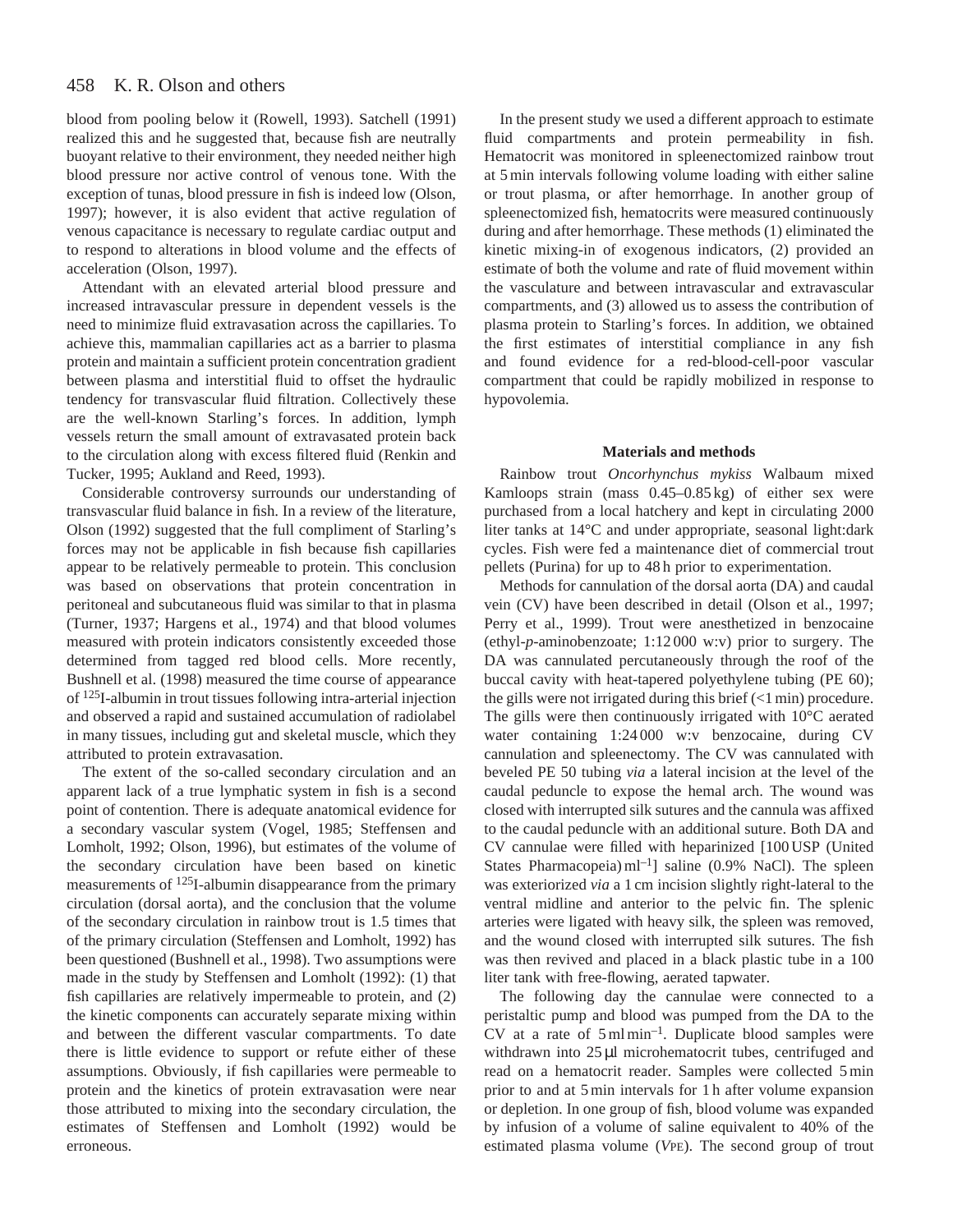blood from pooling below it (Rowell, 1993). Satchell (1991) realized this and he suggested that, because fish are neutrally buoyant relative to their environment, they needed neither high blood pressure nor active control of venous tone. With the exception of tunas, blood pressure in fish is indeed low (Olson, 1997); however, it is also evident that active regulation of venous capacitance is necessary to regulate cardiac output and to respond to alterations in blood volume and the effects of acceleration (Olson, 1997).

Attendant with an elevated arterial blood pressure and increased intravascular pressure in dependent vessels is the need to minimize fluid extravasation across the capillaries. To achieve this, mammalian capillaries act as a barrier to plasma protein and maintain a sufficient protein concentration gradient between plasma and interstitial fluid to offset the hydraulic tendency for transvascular fluid filtration. Collectively these are the well-known Starling's forces. In addition, lymph vessels return the small amount of extravasated protein back to the circulation along with excess filtered fluid (Renkin and Tucker, 1995; Aukland and Reed, 1993).

Considerable controversy surrounds our understanding of transvascular fluid balance in fish. In a review of the literature, Olson (1992) suggested that the full compliment of Starling's forces may not be applicable in fish because fish capillaries appear to be relatively permeable to protein. This conclusion was based on observations that protein concentration in peritoneal and subcutaneous fluid was similar to that in plasma (Turner, 1937; Hargens et al., 1974) and that blood volumes measured with protein indicators consistently exceeded those determined from tagged red blood cells. More recently, Bushnell et al. (1998) measured the time course of appearance of $^{125}$I-albumin in trout tissues following intra-arterial injection and observed a rapid and sustained accumulation of radiolabel in many tissues, including gut and skeletal muscle, which they attributed to protein extravasation.

The extent of the so-called secondary circulation and an apparent lack of a true lymphatic system in fish is a second point of contention. There is adequate anatomical evidence for a secondary vascular system (Vogel, 1985; Steffensen and Lomholt, 1992; Olson, 1996), but estimates of the volume of the secondary circulation have been based on kinetic measurements of $^{125}$I-albumin disappearance from the primary circulation (dorsal aorta), and the conclusion that the volume of the secondary circulation in rainbow trout is 1.5 times that of the primary circulation (Steffensen and Lomholt, 1992) has been questioned (Bushnell et al., 1998). Two assumptions were made in the study by Steffensen and Lomholt (1992): (1) that fish capillaries are relatively impermeable to protein, and (2) the kinetic components can accurately separate mixing within and between the different vascular compartments. To date there is little evidence to support or refute either of these assumptions. Obviously, if fish capillaries were permeable to protein and the kinetics of protein extravasation were near those attributed to mixing into the secondary circulation, the estimates of Steffensen and Lomholt (1992) would be erroneous.

In the present study we used a different approach to estimate fluid compartments and protein permeability in fish. Hematocrit was monitored in spleenectomized rainbow trout at 5 min intervals following volume loading with either saline or trout plasma, or after hemorrhage. In another group of spleenectomized fish, hematocrits were measured continuously during and after hemorrhage. These methods (1) eliminated the kinetic mixing-in of exogenous indicators, (2) provided an estimate of both the volume and rate of fluid movement within the vasculature and between intravascular and extravascular compartments, and (3) allowed us to assess the contribution of plasma protein to Starling's forces. In addition, we obtained the first estimates of interstitial compliance in any fish and found evidence for a red-blood-cell-poor vascular compartment that could be rapidly mobilized in response to hypovolemia.

## Materials and methods

Rainbow trout *Oncorhynchus mykiss* Walbaum mixed Kamloops strain (mass 0.45–0.85 kg) of either sex were purchased from a local hatchery and kept in circulating 2000 liter tanks at 14°C and under appropriate, seasonal light:dark cycles. Fish were fed a maintenance diet of commercial trout pellets (Purina) for up to 48 h prior to experimentation.

Methods for cannulation of the dorsal aorta (DA) and caudal vein (CV) have been described in detail (Olson et al., 1997; Perry et al., 1999). Trout were anesthetized in benzocaine (ethyl-*p*-aminobenzoate; 1:12 000 w:v) prior to surgery. The DA was cannulated percutaneously through the roof of the buccal cavity with heat-tapered polyethylene tubing (PE 60); the gills were not irrigated during this brief (<1 min) procedure. The gills were then continuously irrigated with 10°C aerated water containing 1:24 000 w:v benzocaine, during CV cannulation and spleenectomy. The CV was cannulated with beveled PE 50 tubing *via* a lateral incision at the level of the caudal peduncle to expose the hemal arch. The wound was closed with interrupted silk sutures and the cannula was affixed to the caudal peduncle with an additional suture. Both DA and CV cannulae were filled with heparinized [100 USP (United States Pharmacopeia) ml$^{-1}$] saline (0.9% NaCl). The spleen was exteriorized *via* a 1 cm incision slightly right-lateral to the ventral midline and anterior to the pelvic fin. The splenic arteries were ligated with heavy silk, the spleen was removed, and the wound closed with interrupted silk sutures. The fish was then revived and placed in a black plastic tube in a 100 liter tank with free-flowing, aerated tapwater.

The following day the cannulae were connected to a peristaltic pump and blood was pumped from the DA to the CV at a rate of 5 ml min$^{-1}$. Duplicate blood samples were withdrawn into 25 μl microhematocrit tubes, centrifuged and read on a hematocrit reader. Samples were collected 5 min prior to and at 5 min intervals for 1 h after volume expansion or depletion. In one group of fish, blood volume was expanded by infusion of a volume of saline equivalent to 40% of the estimated plasma volume ($V_{PE}$). The second group of trout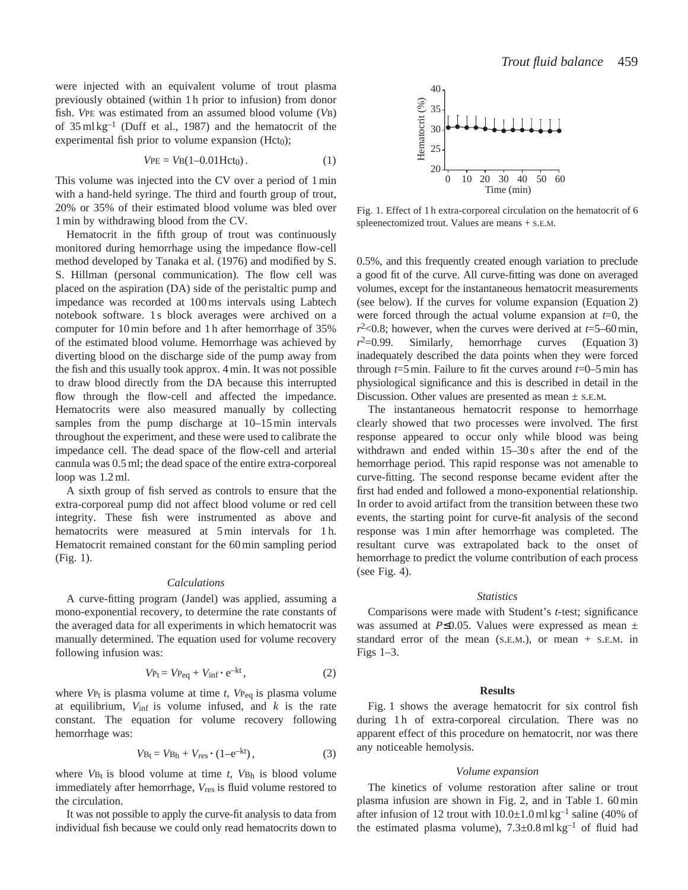were injected with an equivalent volume of trout plasma previously obtained (within 1 h prior to infusion) from donor fish. $V_{PE}$ was estimated from an assumed blood volume ($V_B$) of 35 ml kg$^{-1}$ (Duff et al., 1987) and the hematocrit of the experimental fish prior to volume expansion ($Hct_0$);

$$V_{PE} = V_B(1–0.01Hct_0)\,. \quad (1)$$

This volume was injected into the CV over a period of 1 min with a hand-held syringe. The third and fourth group of trout, 20% or 35% of their estimated blood volume was bled over 1 min by withdrawing blood from the CV.

Hematocrit in the fifth group of trout was continuously monitored during hemorrhage using the impedance flow-cell method developed by Tanaka et al. (1976) and modified by S. S. Hillman (personal communication). The flow cell was placed on the aspiration (DA) side of the peristaltic pump and impedance was recorded at 100 ms intervals using Labtech notebook software. 1 s block averages were archived on a computer for 10 min before and 1 h after hemorrhage of 35% of the estimated blood volume. Hemorrhage was achieved by diverting blood on the discharge side of the pump away from the fish and this usually took approx. 4 min. It was not possible to draw blood directly from the DA because this interrupted flow through the flow-cell and affected the impedance. Hematocrits were also measured manually by collecting samples from the pump discharge at 10–15 min intervals throughout the experiment, and these were used to calibrate the impedance cell. The dead space of the flow-cell and arterial cannula was 0.5 ml; the dead space of the entire extra-corporeal loop was 1.2 ml.

A sixth group of fish served as controls to ensure that the extra-corporeal pump did not affect blood volume or red cell integrity. These fish were instrumented as above and hematocrits were measured at 5 min intervals for 1 h. Hematocrit remained constant for the 60 min sampling period (Fig. 1).

### *Calculations*

A curve-fitting program (Jandel) was applied, assuming a mono-exponential recovery, to determine the rate constants of the averaged data for all experiments in which hematocrit was manually determined. The equation used for volume recovery following infusion was:

$$V_{P_t} = V_{P_{eq}} + V_{inf} \cdot e^{-kt}\,, \quad (2)$$

where $V_{P_t}$ is plasma volume at time $t$, $V_{P_{eq}}$ is plasma volume at equilibrium, $V_{inf}$ is volume infused, and $k$ is the rate constant. The equation for volume recovery following hemorrhage was:

$$V_{B_t} = V_{B_h} + V_{res} \cdot (1–e^{-kt})\,, \quad (3)$$

where $V_{B_t}$ is blood volume at time $t$, $V_{B_h}$ is blood volume immediately after hemorrhage, $V_{res}$ is fluid volume restored to the circulation.

It was not possible to apply the curve-fit analysis to data from individual fish because we could only read hematocrits down to 0.5%, and this frequently created enough variation to preclude a good fit of the curve. All curve-fitting was done on averaged volumes, except for the instantaneous hematocrit measurements (see below). If the curves for volume expansion (Equation 2) were forced through the actual volume expansion at $t$=0, the $r^2$<0.8; however, when the curves were derived at $t$=5–60 min, $r^2$=0.99. Similarly, hemorrhage curves (Equation 3) inadequately described the data points when they were forced through $t$=5 min. Failure to fit the curves around $t$=0–5 min has physiological significance and this is described in detail in the Discussion. Other values are presented as mean ± S.E.M.

The instantaneous hematocrit response to hemorrhage clearly showed that two processes were involved. The first response appeared to occur only while blood was being withdrawn and ended within 15–30 s after the end of the hemorrhage period. This rapid response was not amenable to curve-fitting. The second response became evident after the first had ended and followed a mono-exponential relationship. In order to avoid artifact from the transition between these two events, the starting point for curve-fit analysis of the second response was 1 min after hemorrhage was completed. The resultant curve was extrapolated back to the onset of hemorrhage to predict the volume contribution of each process (see Fig. 4).

Fig. 1. Effect of 1 h extra-corporeal circulation on the hematocrit of 6 spleenectomized trout. Values are means + S.E.M.

### *Statistics*

Comparisons were made with Student’s $t$-test; significance was assumed at $P \leq 0.05$. Values were expressed as mean ± standard error of the mean (S.E.M.), or mean + S.E.M. in Figs 1–3.

## Results

Fig. 1 shows the average hematocrit for six control fish during 1 h of extra-corporeal circulation. There was no apparent effect of this procedure on hematocrit, nor was there any noticeable hemolysis.

### *Volume expansion*

The kinetics of volume restoration after saline or trout plasma infusion are shown in Fig. 2, and in Table 1. 60 min after infusion of 12 trout with 10.0±1.0 ml kg$^{-1}$ saline (40% of the estimated plasma volume), 7.3±0.8 ml kg$^{-1}$ of fluid had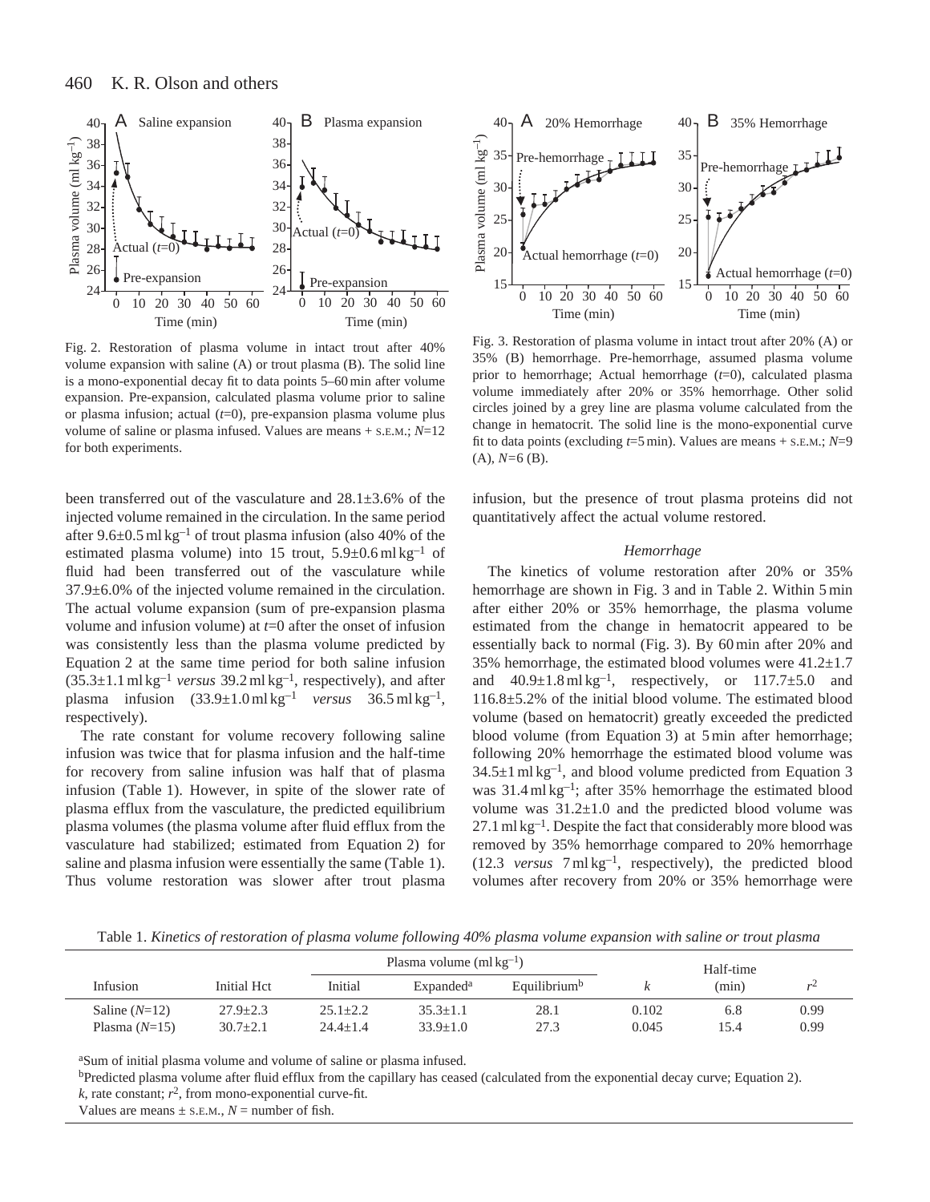Fig. 2. Restoration of plasma volume in intact trout after 40% volume expansion with saline (A) or trout plasma (B). The solid line is a mono-exponential decay fit to data points 5–60 min after volume expansion. Pre-expansion, calculated plasma volume prior to saline or plasma infusion; actual ($t$=0), pre-expansion plasma volume plus volume of saline or plasma infused. Values are means + S.E.M.; $N$=12 for both experiments.

Fig. 3. Restoration of plasma volume in intact trout after 20% (A) or 35% (B) hemorrhage. Pre-hemorrhage, assumed plasma volume prior to hemorrhage; Actual hemorrhage ($t$=0), calculated plasma volume immediately after 20% or 35% hemorrhage. Other solid circles joined by a grey line are plasma volume calculated from the change in hematocrit. The solid line is the mono-exponential curve fit to data points (excluding $t$=5 min). Values are means + S.E.M.; $N$=9 (A), $N$=6 (B).

been transferred out of the vasculature and 28.1±3.6% of the injected volume remained in the circulation. In the same period after 9.6±0.5 ml kg$^{-1}$ of trout plasma infusion (also 40% of the estimated plasma volume) into 15 trout, 5.9±0.6 ml kg$^{-1}$ of fluid had been transferred out of the vasculature while 37.9±6.0% of the injected volume remained in the circulation. The actual volume expansion (sum of pre-expansion plasma volume and infusion volume) at $t$=0 after the onset of infusion was consistently less than the plasma volume predicted by Equation 2 at the same time period for both saline infusion (35.3±1.1 ml kg$^{-1}$ *versus* 39.2 ml kg$^{-1}$, respectively), and after plasma infusion (33.9±1.0 ml kg$^{-1}$ *versus* 36.5 ml kg$^{-1}$, respectively).

The rate constant for volume recovery following saline infusion was twice that for plasma infusion and the half-time for recovery from saline infusion was half that of plasma infusion (Table 1). However, in spite of the slower rate of plasma efflux from the vasculature, the predicted equilibrium plasma volumes (the plasma volume after fluid efflux from the vasculature had stabilized; estimated from Equation 2) for saline and plasma infusion were essentially the same (Table 1). Thus volume restoration was slower after trout plasma infusion, but the presence of trout plasma proteins did not quantitatively affect the actual volume restored.

### *Hemorrhage*

The kinetics of volume restoration after 20% or 35% hemorrhage are shown in Fig. 3 and in Table 2. Within 5 min after either 20% or 35% hemorrhage, the plasma volume estimated from the change in hematocrit appeared to be essentially back to normal (Fig. 3). By 60 min after 20% and 35% hemorrhage, the estimated blood volumes were 41.2±1.7 and 40.9±1.8 ml kg$^{-1}$, respectively, or 117.7±5.0 and 116.8±5.2% of the initial blood volume. The estimated blood volume (based on hematocrit) greatly exceeded the predicted blood volume (from Equation 3) at 5 min after hemorrhage; following 20% hemorrhage the estimated blood volume was 34.5±1 ml kg$^{-1}$, and blood volume predicted from Equation 3 was 31.4 ml kg$^{-1}$; after 35% hemorrhage the estimated blood volume was 31.2±1.0 and the predicted blood volume was 27.1 ml kg$^{-1}$. Despite the fact that considerably more blood was removed by 35% hemorrhage compared to 20% hemorrhage (12.3 *versus* 7 ml kg$^{-1}$, respectively), the predicted blood volumes after recovery from 20% or 35% hemorrhage were

Table 1. *Kinetics of restoration of plasma volume following 40% plasma volume expansion with saline or trout plasma*

| Infusion | Initial Hct | Plasma volume (ml kg$^{-1}$) | | | $k$ | Half-time (min) | $r^2$ |
|---|---|---|---|---|---|---|---|
| | | Initial | Expanded[a] | Equilibrium[b] | | | |
| Saline ($N$=12) | 27.9±2.3 | 25.1±2.2 | 35.3±1.1 | 28.1 | 0.102 | 6.8 | 0.99 |
| Plasma ($N$=15) | 30.7±2.1 | 24.4±1.4 | 33.9±1.0 | 27.3 | 0.045 | 15.4 | 0.99 |

[a]Sum of initial plasma volume and volume of saline or plasma infused.

[b]Predicted plasma volume after fluid efflux from the capillary has ceased (calculated from the exponential decay curve; Equation 2).

$k$, rate constant; $r^2$, from mono-exponential curve-fit.

Values are means ± S.E.M., $N$ = number of fish.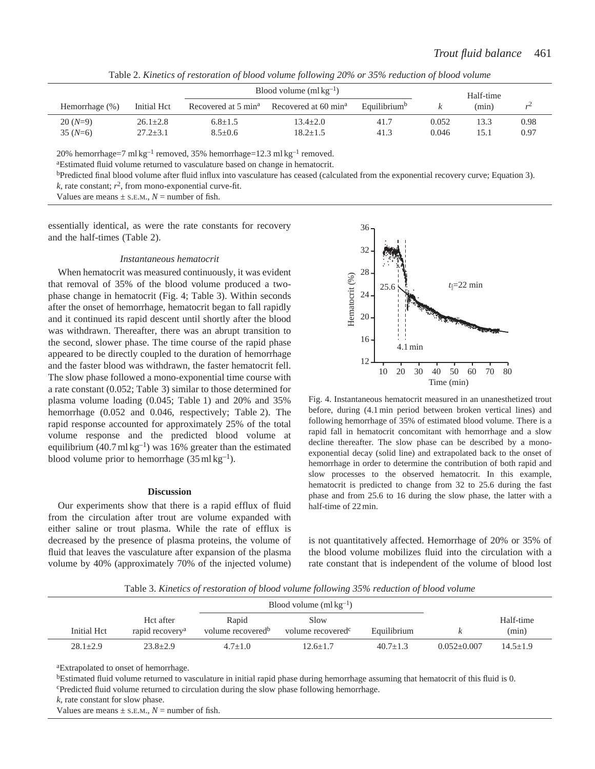Table 2. *Kinetics of restoration of blood volume following 20% or 35% reduction of blood volume*

| Hemorrhage (%) | Initial Hct | Blood volume (ml kg$^{-1}$) Recovered at 5 min[a] | Recovered at 60 min[a] | Equilibrium[b] | $k$ | Half-time (min) | $r^2$ |
|---|---|---|---|---|---|---|---|
| 20 ($N$=9) | 26.1±2.8 | 6.8±1.5 | 13.4±2.0 | 41.7 | 0.052 | 13.3 | 0.98 |
| 35 ($N$=6) | 27.2±3.1 | 8.5±0.6 | 18.2±1.5 | 41.3 | 0.046 | 15.1 | 0.97 |

20% hemorrhage=7 ml kg$^{-1}$ removed, 35% hemorrhage=12.3 ml kg$^{-1}$ removed.

[a]Estimated fluid volume returned to vasculature based on change in hematocrit.

[b]Predicted final blood volume after fluid influx into vasculature has ceased (calculated from the exponential recovery curve; Equation 3).

$k$, rate constant; $r^2$, from mono-exponential curve-fit.

Values are means ± S.E.M., $N$ = number of fish.

essentially identical, as were the rate constants for recovery and the half-times (Table 2).

### *Instantaneous hematocrit*

When hematocrit was measured continuously, it was evident that removal of 35% of the blood volume produced a two-phase change in hematocrit (Fig. 4; Table 3). Within seconds after the onset of hemorrhage, hematocrit began to fall rapidly and it continued its rapid descent until shortly after the blood was withdrawn. Thereafter, there was an abrupt transition to the second, slower phase. The time course of the rapid phase appeared to be directly coupled to the duration of hemorrhage and the faster blood was withdrawn, the faster hematocrit fell. The slow phase followed a mono-exponential time course with a rate constant (0.052; Table 3) similar to those determined for plasma volume loading (0.045; Table 1) and 20% and 35% hemorrhage (0.052 and 0.046, respectively; Table 2). The rapid response accounted for approximately 25% of the total volume response and the predicted blood volume at equilibrium (40.7 ml kg$^{-1}$) was 16% greater than the estimated blood volume prior to hemorrhage (35 ml kg$^{-1}$).

Fig. 4. Instantaneous hematocrit measured in an unanesthetized trout before, during (4.1 min period between broken vertical lines) and following hemorrhage of 35% of estimated blood volume. There is a rapid fall in hematocrit concomitant with hemorrhage and a slow decline thereafter. The slow phase can be described by a mono-exponential decay (solid line) and extrapolated back to the onset of hemorrhage in order to determine the contribution of both rapid and slow processes to the observed hematocrit. In this example, hematocrit is predicted to change from 32 to 25.6 during the fast phase and from 25.6 to 16 during the slow phase, the latter with a half-time of 22 min.

## Discussion

Our experiments show that there is a rapid efflux of fluid from the circulation after trout are volume expanded with either saline or trout plasma. While the rate of efflux is decreased by the presence of plasma proteins, the volume of fluid that leaves the vasculature after expansion of the plasma volume by 40% (approximately 70% of the injected volume) is not quantitatively affected. Hemorrhage of 20% or 35% of the blood volume mobilizes fluid into the circulation with a rate constant that is independent of the volume of blood lost

Table 3. *Kinetics of restoration of blood volume following 35% reduction of blood volume*

| Initial Hct | Hct after rapid recovery[a] | Blood volume (ml kg$^{-1}$) Rapid volume recovered[b] | Slow volume recovered[c] | Equilibrium | $k$ | Half-time (min) |
|---|---|---|---|---|---|---|
| 28.1±2.9 | 23.8±2.9 | 4.7±1.0 | 12.6±1.7 | 40.7±1.3 | 0.052±0.007 | 14.5±1.9 |

[a]Extrapolated to onset of hemorrhage.

[b]Estimated fluid volume returned to vasculature in initial rapid phase during hemorrhage assuming that hematocrit of this fluid is 0.

[c]Predicted fluid volume returned to circulation during the slow phase following hemorrhage.

$k$, rate constant for slow phase.

Values are means ± S.E.M., $N$ = number of fish.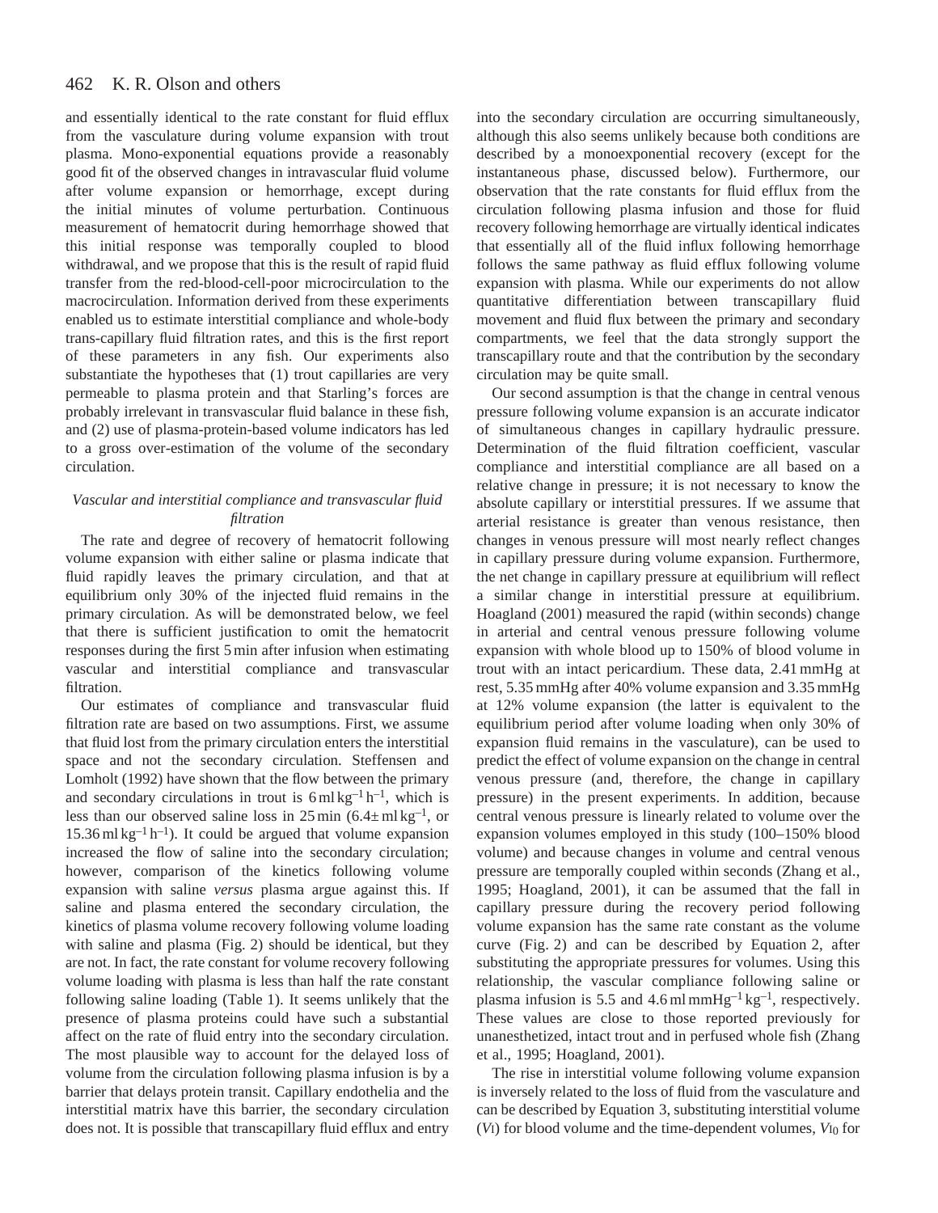and essentially identical to the rate constant for fluid efflux from the vasculature during volume expansion with trout plasma. Mono-exponential equations provide a reasonably good fit of the observed changes in intravascular fluid volume after volume expansion or hemorrhage, except during the initial minutes of volume perturbation. Continuous measurement of hematocrit during hemorrhage showed that this initial response was temporally coupled to blood withdrawal, and we propose that this is the result of rapid fluid transfer from the red-blood-cell-poor microcirculation to the macrocirculation. Information derived from these experiments enabled us to estimate interstitial compliance and whole-body trans-capillary fluid filtration rates, and this is the first report of these parameters in any fish. Our experiments also substantiate the hypotheses that (1) trout capillaries are very permeable to plasma protein and that Starling's forces are probably irrelevant in transvascular fluid balance in these fish, and (2) use of plasma-protein-based volume indicators has led to a gross over-estimation of the volume of the secondary circulation.

### *Vascular and interstitial compliance and transvascular fluid filtration*

The rate and degree of recovery of hematocrit following volume expansion with either saline or plasma indicate that fluid rapidly leaves the primary circulation, and that at equilibrium only 30% of the injected fluid remains in the primary circulation. As will be demonstrated below, we feel that there is sufficient justification to omit the hematocrit responses during the first 5 min after infusion when estimating vascular and interstitial compliance and transvascular filtration.

Our estimates of compliance and transvascular fluid filtration rate are based on two assumptions. First, we assume that fluid lost from the primary circulation enters the interstitial space and not the secondary circulation. Steffensen and Lomholt (1992) have shown that the flow between the primary and secondary circulations in trout is $6\,\mathrm{ml\,kg^{-1}\,h^{-1}}$, which is less than our observed saline loss in 25 min ($6.4\pm\,\mathrm{ml\,kg^{-1}}$, or $15.36\,\mathrm{ml\,kg^{-1}\,h^{-1}}$). It could be argued that volume expansion increased the flow of saline into the secondary circulation; however, comparison of the kinetics following volume expansion with saline *versus* plasma argue against this. If saline and plasma entered the secondary circulation, the kinetics of plasma volume recovery following volume loading with saline and plasma (Fig. 2) should be identical, but they are not. In fact, the rate constant for volume recovery following volume loading with plasma is less than half the rate constant following saline loading (Table 1). It seems unlikely that the presence of plasma proteins could have such a substantial affect on the rate of fluid entry into the secondary circulation. The most plausible way to account for the delayed loss of volume from the circulation following plasma infusion is by a barrier that delays protein transit. Capillary endothelia and the interstitial matrix have this barrier, the secondary circulation does not. It is possible that transcapillary fluid efflux and entry into the secondary circulation are occurring simultaneously, although this also seems unlikely because both conditions are described by a monoexponential recovery (except for the instantaneous phase, discussed below). Furthermore, our observation that the rate constants for fluid efflux from the circulation following plasma infusion and those for fluid recovery following hemorrhage are virtually identical indicates that essentially all of the fluid influx following hemorrhage follows the same pathway as fluid efflux following volume expansion with plasma. While our experiments do not allow quantitative differentiation between transcapillary fluid movement and fluid flux between the primary and secondary compartments, we feel that the data strongly support the transcapillary route and that the contribution by the secondary circulation may be quite small.

Our second assumption is that the change in central venous pressure following volume expansion is an accurate indicator of simultaneous changes in capillary hydraulic pressure. Determination of the fluid filtration coefficient, vascular compliance and interstitial compliance are all based on a relative change in pressure; it is not necessary to know the absolute capillary or interstitial pressures. If we assume that arterial resistance is greater than venous resistance, then changes in venous pressure will most nearly reflect changes in capillary pressure during volume expansion. Furthermore, the net change in capillary pressure at equilibrium will reflect a similar change in interstitial pressure at equilibrium. Hoagland (2001) measured the rapid (within seconds) change in arterial and central venous pressure following volume expansion with whole blood up to 150% of blood volume in trout with an intact pericardium. These data, 2.41 mmHg at rest, 5.35 mmHg after 40% volume expansion and 3.35 mmHg at 12% volume expansion (the latter is equivalent to the equilibrium period after volume loading when only 30% of expansion fluid remains in the vasculature), can be used to predict the effect of volume expansion on the change in central venous pressure (and, therefore, the change in capillary pressure) in the present experiments. In addition, because central venous pressure is linearly related to volume over the expansion volumes employed in this study (100–150% blood volume) and because changes in volume and central venous pressure are temporally coupled within seconds (Zhang et al., 1995; Hoagland, 2001), it can be assumed that the fall in capillary pressure during the recovery period following volume expansion has the same rate constant as the volume curve (Fig. 2) and can be described by Equation 2, after substituting the appropriate pressures for volumes. Using this relationship, the vascular compliance following saline or plasma infusion is 5.5 and $4.6\,\mathrm{ml\,mmHg^{-1}\,kg^{-1}}$, respectively. These values are close to those reported previously for unanesthetized, intact trout and in perfused whole fish (Zhang et al., 1995; Hoagland, 2001).

The rise in interstitial volume following volume expansion is inversely related to the loss of fluid from the vasculature and can be described by Equation 3, substituting interstitial volume ($V_I$) for blood volume and the time-dependent volumes, $V_{I0}$ for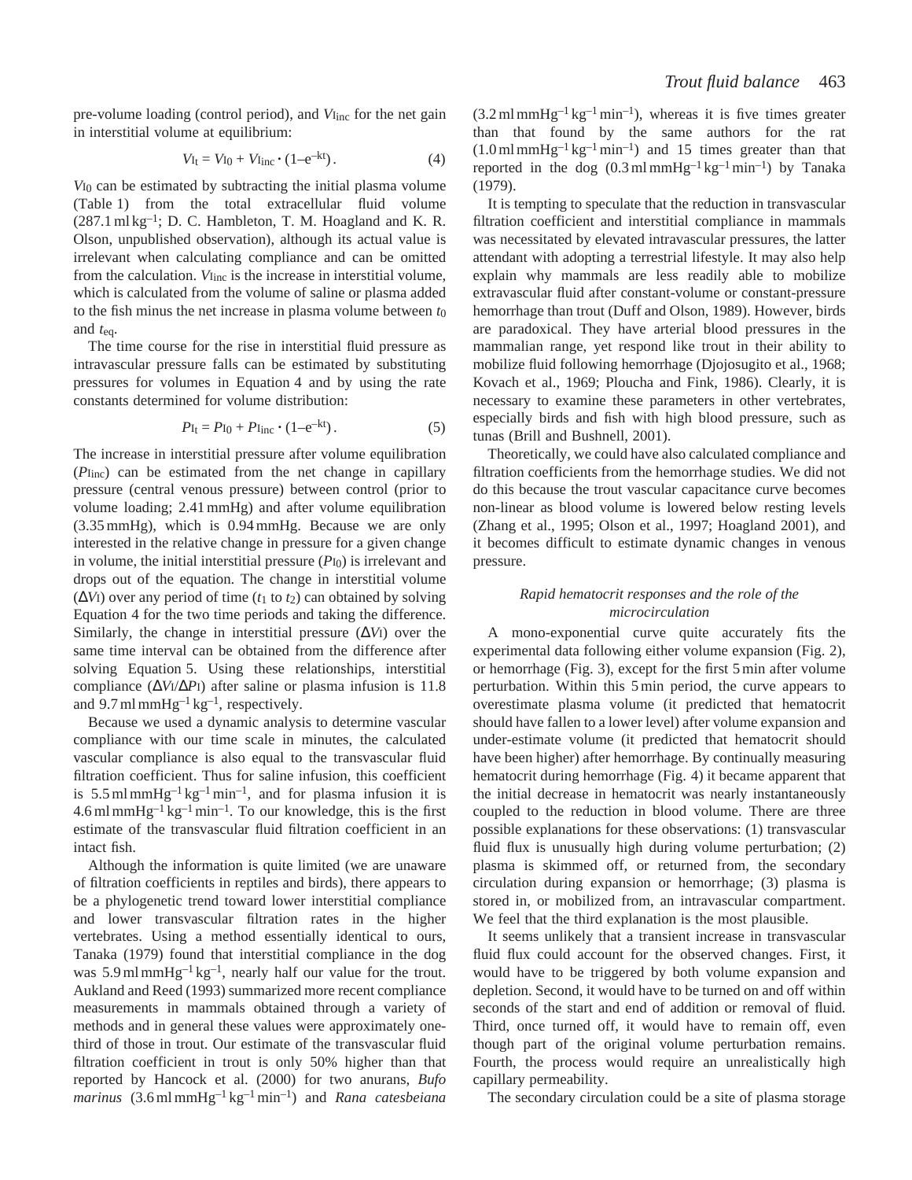pre-volume loading (control period), and $V_{\mathrm{Iinc}}$ for the net gain in interstitial volume at equilibrium:

$$V_{\mathrm{It}} = V_{\mathrm{I0}} + V_{\mathrm{Iinc}} \cdot (1 - e^{-kt})\,. \tag{4}$$

$V_{\mathrm{I0}}$ can be estimated by subtracting the initial plasma volume (Table 1) from the total extracellular fluid volume (287.1 ml kg$^{-1}$; D. C. Hambleton, T. M. Hoagland and K. R. Olson, unpublished observation), although its actual value is irrelevant when calculating compliance and can be omitted from the calculation. $V_{\mathrm{Iinc}}$ is the increase in interstitial volume, which is calculated from the volume of saline or plasma added to the fish minus the net increase in plasma volume between $t_0$ and $t_{\mathrm{eq}}$.

The time course for the rise in interstitial fluid pressure as intravascular pressure falls can be estimated by substituting pressures for volumes in Equation 4 and by using the rate constants determined for volume distribution:

$$P_{\mathrm{It}} = P_{\mathrm{I0}} + P_{\mathrm{Iinc}} \cdot (1 - e^{-kt})\,. \tag{5}$$

The increase in interstitial pressure after volume equilibration ($P_{\mathrm{Iinc}}$) can be estimated from the net change in capillary pressure (central venous pressure) between control (prior to volume loading; 2.41 mmHg) and after volume equilibration (3.35 mmHg), which is 0.94 mmHg. Because we are only interested in the relative change in pressure for a given change in volume, the initial interstitial pressure ($P_{\mathrm{I0}}$) is irrelevant and drops out of the equation. The change in interstitial volume ($\Delta V_{\mathrm{I}}$) over any period of time ($t_1$ to $t_2$) can obtained by solving Equation 4 for the two time periods and taking the difference. Similarly, the change in interstitial pressure ($\Delta V_{\mathrm{I}}$) over the same time interval can be obtained from the difference after solving Equation 5. Using these relationships, interstitial compliance ($\Delta V_{\mathrm{I}}/\Delta P_{\mathrm{I}}$) after saline or plasma infusion is 11.8 and 9.7 ml mmHg$^{-1}$ kg$^{-1}$, respectively.

Because we used a dynamic analysis to determine vascular compliance with our time scale in minutes, the calculated vascular compliance is also equal to the transvascular fluid filtration coefficient. Thus for saline infusion, this coefficient is 5.5 ml mmHg$^{-1}$ kg$^{-1}$ min$^{-1}$, and for plasma infusion it is 4.6 ml mmHg$^{-1}$ kg$^{-1}$ min$^{-1}$. To our knowledge, this is the first estimate of the transvascular fluid filtration coefficient in an intact fish.

Although the information is quite limited (we are unaware of filtration coefficients in reptiles and birds), there appears to be a phylogenetic trend toward lower interstitial compliance and lower transvascular filtration rates in the higher vertebrates. Using a method essentially identical to ours, Tanaka (1979) found that interstitial compliance in the dog was 5.9 ml mmHg$^{-1}$ kg$^{-1}$, nearly half our value for the trout. Aukland and Reed (1993) summarized more recent compliance measurements in mammals obtained through a variety of methods and in general these values were approximately one-third of those in trout. Our estimate of the transvascular fluid filtration coefficient in trout is only 50% higher than that reported by Hancock et al. (2000) for two anurans, *Bufo marinus* (3.6 ml mmHg$^{-1}$ kg$^{-1}$ min$^{-1}$) and *Rana catesbeiana* (3.2 ml mmHg$^{-1}$ kg$^{-1}$ min$^{-1}$), whereas it is five times greater than that found by the same authors for the rat (1.0 ml mmHg$^{-1}$ kg$^{-1}$ min$^{-1}$) and 15 times greater than that reported in the dog (0.3 ml mmHg$^{-1}$ kg$^{-1}$ min$^{-1}$) by Tanaka (1979).

It is tempting to speculate that the reduction in transvascular filtration coefficient and interstitial compliance in mammals was necessitated by elevated intravascular pressures, the latter attendant with adopting a terrestrial lifestyle. It may also help explain why mammals are less readily able to mobilize extravascular fluid after constant-volume or constant-pressure hemorrhage than trout (Duff and Olson, 1989). However, birds are paradoxical. They have arterial blood pressures in the mammalian range, yet respond like trout in their ability to mobilize fluid following hemorrhage (Djojosugito et al., 1968; Kovach et al., 1969; Ploucha and Fink, 1986). Clearly, it is necessary to examine these parameters in other vertebrates, especially birds and fish with high blood pressure, such as tunas (Brill and Bushnell, 2001).

Theoretically, we could have also calculated compliance and filtration coefficients from the hemorrhage studies. We did not do this because the trout vascular capacitance curve becomes non-linear as blood volume is lowered below resting levels (Zhang et al., 1995; Olson et al., 1997; Hoagland 2001), and it becomes difficult to estimate dynamic changes in venous pressure.

### *Rapid hematocrit responses and the role of the microcirculation*

A mono-exponential curve quite accurately fits the experimental data following either volume expansion (Fig. 2), or hemorrhage (Fig. 3), except for the first 5 min after volume perturbation. Within this 5 min period, the curve appears to overestimate plasma volume (it predicted that hematocrit should have fallen to a lower level) after volume expansion and under-estimate volume (it predicted that hematocrit should have been higher) after hemorrhage. By continually measuring hematocrit during hemorrhage (Fig. 4) it became apparent that the initial decrease in hematocrit was nearly instantaneously coupled to the reduction in blood volume. There are three possible explanations for these observations: (1) transvascular fluid flux is unusually high during volume perturbation; (2) plasma is skimmed off, or returned from, the secondary circulation during expansion or hemorrhage; (3) plasma is stored in, or mobilized from, an intravascular compartment. We feel that the third explanation is the most plausible.

It seems unlikely that a transient increase in transvascular fluid flux could account for the observed changes. First, it would have to be triggered by both volume expansion and depletion. Second, it would have to be turned on and off within seconds of the start and end of addition or removal of fluid. Third, once turned off, it would have to remain off, even though part of the original volume perturbation remains. Fourth, the process would require an unrealistically high capillary permeability.

The secondary circulation could be a site of plasma storage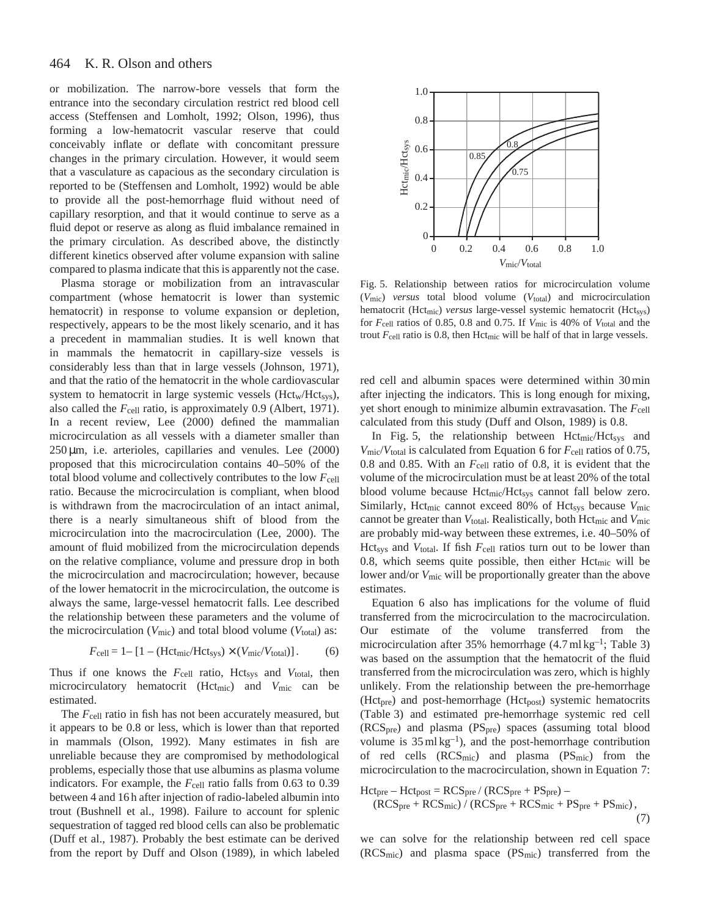or mobilization. The narrow-bore vessels that form the entrance into the secondary circulation restrict red blood cell access (Steffensen and Lomholt, 1992; Olson, 1996), thus forming a low-hematocrit vascular reserve that could conceivably inflate or deflate with concomitant pressure changes in the primary circulation. However, it would seem that a vasculature as capacious as the secondary circulation is reported to be (Steffensen and Lomholt, 1992) would be able to provide all the post-hemorrhage fluid without need of capillary resorption, and that it would continue to serve as a fluid depot or reserve as along as fluid imbalance remained in the primary circulation. As described above, the distinctly different kinetics observed after volume expansion with saline compared to plasma indicate that this is apparently not the case.

Plasma storage or mobilization from an intravascular compartment (whose hematocrit is lower than systemic hematocrit) in response to volume expansion or depletion, respectively, appears to be the most likely scenario, and it has a precedent in mammalian studies. It is well known that in mammals the hematocrit in capillary-size vessels is considerably less than that in large vessels (Johnson, 1971), and that the ratio of the hematocrit in the whole cardiovascular system to hematocrit in large systemic vessels ($Hct_w/Hct_{sys}$), also called the $F_{cell}$ ratio, is approximately 0.9 (Albert, 1971). In a recent review, Lee (2000) defined the mammalian microcirculation as all vessels with a diameter smaller than 250 μm, i.e. arterioles, capillaries and venules. Lee (2000) proposed that this microcirculation contains 40–50% of the total blood volume and collectively contributes to the low $F_{cell}$ ratio. Because the microcirculation is compliant, when blood is withdrawn from the macrocirculation of an intact animal, there is a nearly simultaneous shift of blood from the microcirculation into the macrocirculation (Lee, 2000). The amount of fluid mobilized from the microcirculation depends on the relative compliance, volume and pressure drop in both the microcirculation and macrocirculation; however, because of the lower hematocrit in the microcirculation, the outcome is always the same, large-vessel hematocrit falls. Lee described the relationship between these parameters and the volume of the microcirculation ($V_{mic}$) and total blood volume ($V_{total}$) as:

$$F_{cell} = 1 - [1 - (Hct_{mic}/Hct_{sys}) \times (V_{mic}/V_{total})]\,. \qquad (6)$$

Thus if one knows the $F_{cell}$ ratio, $Hct_{sys}$ and $V_{total}$, then microcirculatory hematocrit ($Hct_{mic}$) and $V_{mic}$ can be estimated.

The $F_{cell}$ ratio in fish has not been accurately measured, but it appears to be 0.8 or less, which is lower than that reported in mammals (Olson, 1992). Many estimates in fish are unreliable because they are compromised by methodological problems, especially those that use albumins as plasma volume indicators. For example, the $F_{cell}$ ratio falls from 0.63 to 0.39 between 4 and 16 h after injection of radio-labeled albumin into trout (Bushnell et al., 1998). Failure to account for splenic sequestration of tagged red blood cells can also be problematic (Duff et al., 1987). Probably the best estimate can be derived from the report by Duff and Olson (1989), in which labeled red cell and albumin spaces were determined within 30 min after injecting the indicators. This is long enough for mixing, yet short enough to minimize albumin extravasation. The $F_{cell}$ calculated from this study (Duff and Olson, 1989) is 0.8.

Fig. 5. Relationship between ratios for microcirculation volume ($V_{mic}$) *versus* total blood volume ($V_{total}$) and microcirculation hematocrit ($Hct_{mic}$) *versus* large-vessel systemic hematocrit ($Hct_{sys}$) for $F_{cell}$ ratios of 0.85, 0.8 and 0.75. If $V_{mic}$ is 40% of $V_{total}$ and the trout $F_{cell}$ ratio is 0.8, then $Hct_{mic}$ will be half of that in large vessels.

In Fig. 5, the relationship between $Hct_{mic}/Hct_{sys}$ and $V_{mic}/V_{total}$ is calculated from Equation 6 for $F_{cell}$ ratios of 0.75, 0.8 and 0.85. With an $F_{cell}$ ratio of 0.8, it is evident that the volume of the microcirculation must be at least 20% of the total blood volume because $Hct_{mic}/Hct_{sys}$ cannot fall below zero. Similarly, $Hct_{mic}$ cannot exceed 80% of $Hct_{sys}$ because $V_{mic}$ cannot be greater than $V_{total}$. Realistically, both $Hct_{mic}$ and $V_{mic}$ are probably mid-way between these extremes, i.e. 40–50% of $Hct_{sys}$ and $V_{total}$. If fish $F_{cell}$ ratios turn out to be lower than 0.8, which seems quite possible, then either $Hct_{mic}$ will be lower and/or $V_{mic}$ will be proportionally greater than the above estimates.

Equation 6 also has implications for the volume of fluid transferred from the microcirculation to the macrocirculation. Our estimate of the volume transferred from the microcirculation after 35% hemorrhage (4.7 ml kg$^{-1}$; Table 3) was based on the assumption that the hematocrit of the fluid transferred from the microcirculation was zero, which is highly unlikely. From the relationship between the pre-hemorrhage ($Hct_{pre}$) and post-hemorrhage ($Hct_{post}$) systemic hematocrits (Table 3) and estimated pre-hemorrhage systemic red cell ($RCS_{pre}$) and plasma ($PS_{pre}$) spaces (assuming total blood volume is 35 ml kg$^{-1}$), and the post-hemorrhage contribution of red cells ($RCS_{mic}$) and plasma ($PS_{mic}$) from the microcirculation to the macrocirculation, shown in Equation 7:

$$Hct_{pre} - Hct_{post} = RCS_{pre} / (RCS_{pre} + PS_{pre}) - (RCS_{pre} + RCS_{mic}) / (RCS_{pre} + RCS_{mic} + PS_{pre} + PS_{mic})\,, \qquad (7)$$

we can solve for the relationship between red cell space ($RCS_{mic}$) and plasma space ($PS_{mic}$) transferred from the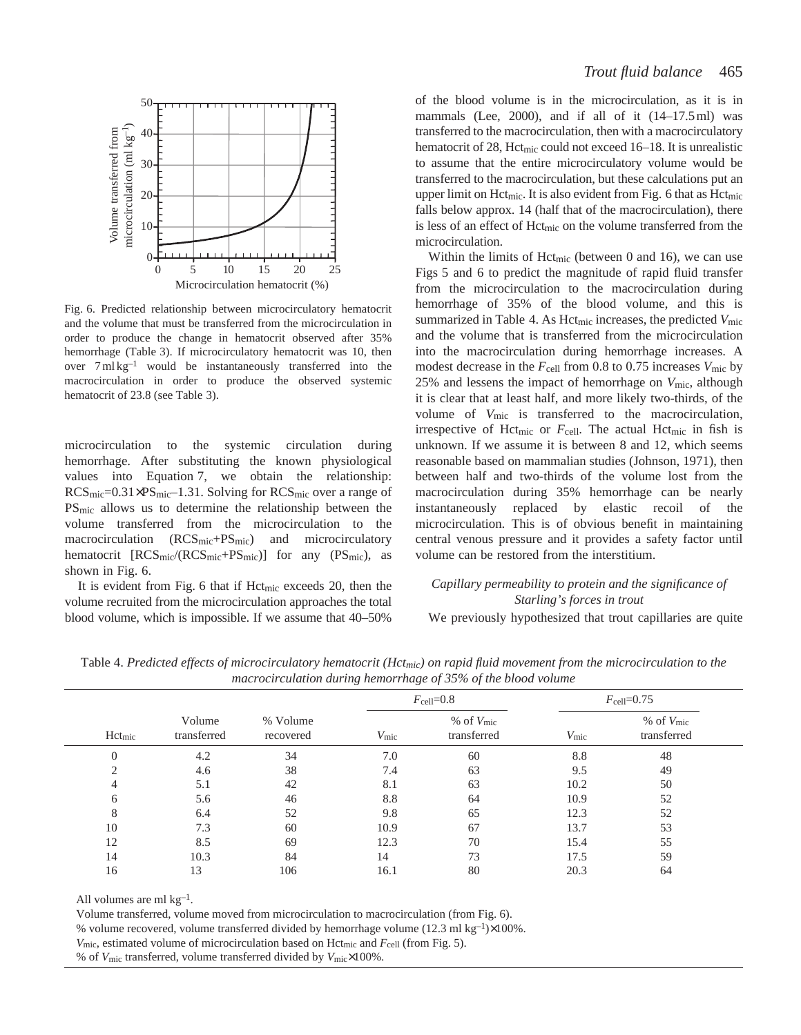Fig. 6. Predicted relationship between microcirculatory hematocrit and the volume that must be transferred from the microcirculation in order to produce the change in hematocrit observed after 35% hemorrhage (Table 3). If microcirculatory hematocrit was 10, then over $7\,\mathrm{ml\,kg^{-1}}$ would be instantaneously transferred into the macrocirculation in order to produce the observed systemic hematocrit of 23.8 (see Table 3).

microcirculation to the systemic circulation during hemorrhage. After substituting the known physiological values into Equation 7, we obtain the relationship: $RCS_{mic}=0.31\times PS_{mic}-1.31$. Solving for $RCS_{mic}$ over a range of $PS_{mic}$ allows us to determine the relationship between the volume transferred from the microcirculation to the macrocirculation ($RCS_{mic}+PS_{mic}$) and microcirculatory hematocrit [$RCS_{mic}/(RCS_{mic}+PS_{mic})$] for any ($PS_{mic}$), as shown in Fig. 6.

It is evident from Fig. 6 that if $Hct_{mic}$ exceeds 20, then the volume recruited from the microcirculation approaches the total blood volume, which is impossible. If we assume that 40–50% of the blood volume is in the microcirculation, as it is in mammals (Lee, 2000), and if all of it (14–17.5 ml) was transferred to the macrocirculation, then with a macrocirculatory hematocrit of 28, $Hct_{mic}$ could not exceed 16–18. It is unrealistic to assume that the entire microcirculatory volume would be transferred to the macrocirculation, but these calculations put an upper limit on $Hct_{mic}$. It is also evident from Fig. 6 that as $Hct_{mic}$ falls below approx. 14 (half that of the macrocirculation), there is less of an effect of $Hct_{mic}$ on the volume transferred from the microcirculation.

Within the limits of $Hct_{mic}$ (between 0 and 16), we can use Figs 5 and 6 to predict the magnitude of rapid fluid transfer from the microcirculation to the macrocirculation during hemorrhage of 35% of the blood volume, and this is summarized in Table 4. As $Hct_{mic}$ increases, the predicted $V_{mic}$ and the volume that is transferred from the microcirculation into the macrocirculation during hemorrhage increases. A modest decrease in the $F_{cell}$ from 0.8 to 0.75 increases $V_{mic}$ by 25% and lessens the impact of hemorrhage on $V_{mic}$, although it is clear that at least half, and more likely two-thirds, of the volume of $V_{mic}$ is transferred to the macrocirculation, irrespective of $Hct_{mic}$ or $F_{cell}$. The actual $Hct_{mic}$ in fish is unknown. If we assume it is between 8 and 12, which seems reasonable based on mammalian studies (Johnson, 1971), then between half and two-thirds of the volume lost from the macrocirculation during 35% hemorrhage can be nearly instantaneously replaced by elastic recoil of the microcirculation. This is of obvious benefit in maintaining central venous pressure and it provides a safety factor until volume can be restored from the interstitium.

### *Capillary permeability to protein and the significance of Starling's forces in trout*

We previously hypothesized that trout capillaries are quite

Table 4. *Predicted effects of microcirculatory hematocrit ($Hct_{mic}$) on rapid fluid movement from the microcirculation to the macrocirculation during hemorrhage of 35% of the blood volume*

| | | | $F_{cell}$=0.8 | | $F_{cell}$=0.75 | |
|---|---|---|---|---|---|---|
| $Hct_{mic}$ | Volume transferred | % Volume recovered | $V_{mic}$ | % of $V_{mic}$ transferred | $V_{mic}$ | % of $V_{mic}$ transferred |
| 0 | 4.2 | 34 | 7.0 | 60 | 8.8 | 48 |
| 2 | 4.6 | 38 | 7.4 | 63 | 9.5 | 49 |
| 4 | 5.1 | 42 | 8.1 | 63 | 10.2 | 50 |
| 6 | 5.6 | 46 | 8.8 | 64 | 10.9 | 52 |
| 8 | 6.4 | 52 | 9.8 | 65 | 12.3 | 52 |
| 10 | 7.3 | 60 | 10.9 | 67 | 13.7 | 53 |
| 12 | 8.5 | 69 | 12.3 | 70 | 15.4 | 55 |
| 14 | 10.3 | 84 | 14 | 73 | 17.5 | 59 |
| 16 | 13 | 106 | 16.1 | 80 | 20.3 | 64 |

All volumes are $\mathrm{ml\,kg^{-1}}$.

Volume transferred, volume moved from microcirculation to macrocirculation (from Fig. 6).

% volume recovered, volume transferred divided by hemorrhage volume ($12.3\,\mathrm{ml\,kg^{-1}}$)×100%.

$V_{mic}$, estimated volume of microcirculation based on $Hct_{mic}$ and $F_{cell}$ (from Fig. 5).

% of $V_{mic}$ transferred, volume transferred divided by $V_{mic}$×100%.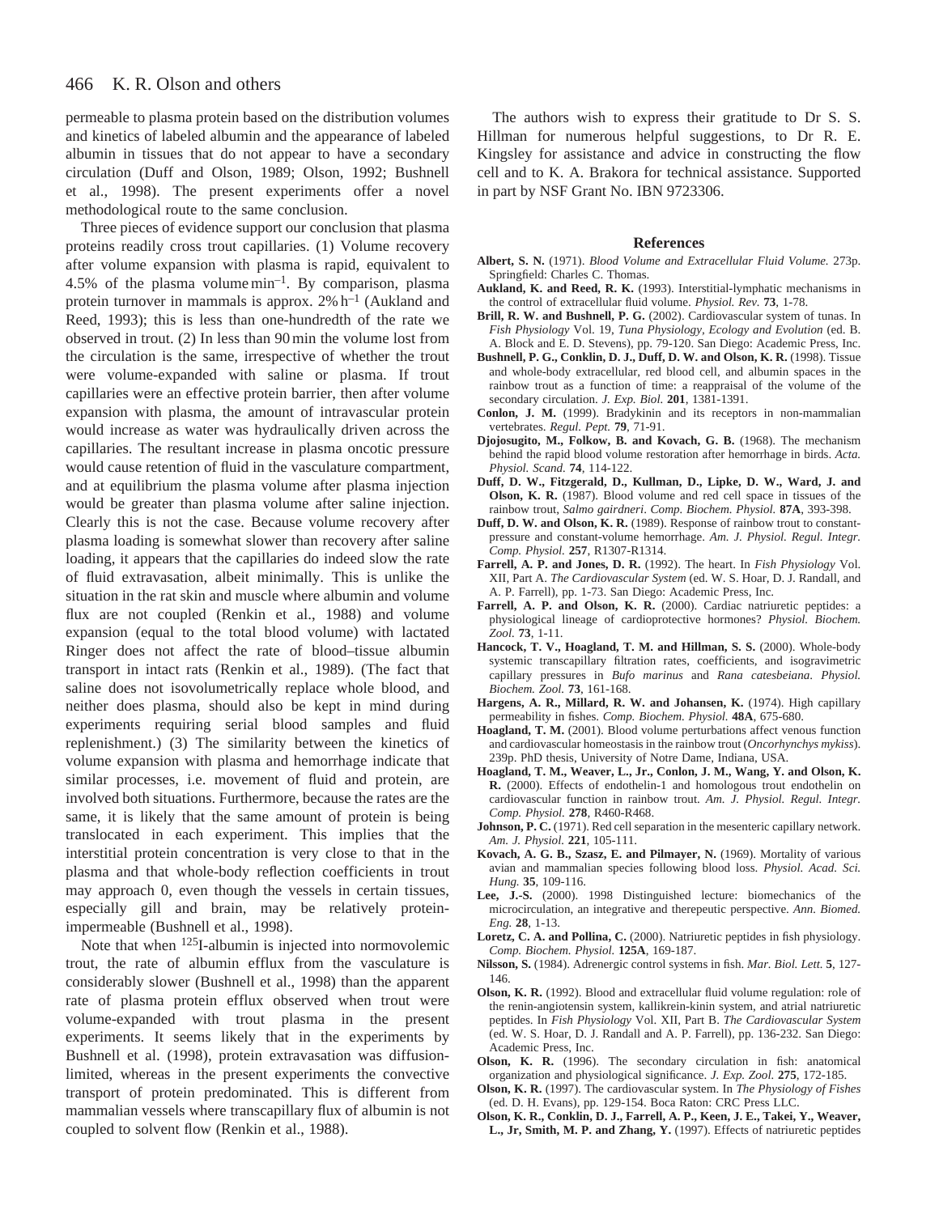permeable to plasma protein based on the distribution volumes and kinetics of labeled albumin and the appearance of labeled albumin in tissues that do not appear to have a secondary circulation (Duff and Olson, 1989; Olson, 1992; Bushnell et al., 1998). The present experiments offer a novel methodological route to the same conclusion.

Three pieces of evidence support our conclusion that plasma proteins readily cross trout capillaries. (1) Volume recovery after volume expansion with plasma is rapid, equivalent to 4.5% of the plasma volume $min^{-1}$. By comparison, plasma protein turnover in mammals is approx. 2% $h^{-1}$ (Aukland and Reed, 1993); this is less than one-hundredth of the rate we observed in trout. (2) In less than 90 min the volume lost from the circulation is the same, irrespective of whether the trout were volume-expanded with saline or plasma. If trout capillaries were an effective protein barrier, then after volume expansion with plasma, the amount of intravascular protein would increase as water was hydraulically driven across the capillaries. The resultant increase in plasma oncotic pressure would cause retention of fluid in the vasculature compartment, and at equilibrium the plasma volume after plasma injection would be greater than plasma volume after saline injection. Clearly this is not the case. Because volume recovery after plasma loading is somewhat slower than recovery after saline loading, it appears that the capillaries do indeed slow the rate of fluid extravasation, albeit minimally. This is unlike the situation in the rat skin and muscle where albumin and volume flux are not coupled (Renkin et al., 1988) and volume expansion (equal to the total blood volume) with lactated Ringer does not affect the rate of blood–tissue albumin transport in intact rats (Renkin et al., 1989). (The fact that saline does not isovolumetrically replace whole blood, and neither does plasma, should also be kept in mind during experiments requiring serial blood samples and fluid replenishment.) (3) The similarity between the kinetics of volume expansion with plasma and hemorrhage indicate that similar processes, i.e. movement of fluid and protein, are involved both situations. Furthermore, because the rates are the same, it is likely that the same amount of protein is being translocated in each experiment. This implies that the interstitial protein concentration is very close to that in the plasma and that whole-body reflection coefficients in trout may approach 0, even though the vessels in certain tissues, especially gill and brain, may be relatively protein-impermeable (Bushnell et al., 1998).

Note that when $^{125}$I-albumin is injected into normovolemic trout, the rate of albumin efflux from the vasculature is considerably slower (Bushnell et al., 1998) than the apparent rate of plasma protein efflux observed when trout were volume-expanded with trout plasma in the present experiments. It seems likely that in the experiments by Bushnell et al. (1998), protein extravasation was diffusion-limited, whereas in the present experiments the convective transport of protein predominated. This is different from mammalian vessels where transcapillary flux of albumin is not coupled to solvent flow (Renkin et al., 1988).

The authors wish to express their gratitude to Dr S. S. Hillman for numerous helpful suggestions, to Dr R. E. Kingsley for assistance and advice in constructing the flow cell and to K. A. Brakora for technical assistance. Supported in part by NSF Grant No. IBN 9723306.

## References

**Albert, S. N.** (1971). *Blood Volume and Extracellular Fluid Volume.* 273p. Springfield: Charles C. Thomas.

**Aukland, K. and Reed, R. K.** (1993). Interstitial-lymphatic mechanisms in the control of extracellular fluid volume. *Physiol. Rev.* **73**, 1-78.

**Brill, R. W. and Bushnell, P. G.** (2002). Cardiovascular system of tunas. In *Fish Physiology* Vol. 19, *Tuna Physiology, Ecology and Evolution* (ed. B. A. Block and E. D. Stevens), pp. 79-120. San Diego: Academic Press, Inc.

**Bushnell, P. G., Conklin, D. J., Duff, D. W. and Olson, K. R.** (1998). Tissue and whole-body extracellular, red blood cell, and albumin spaces in the rainbow trout as a function of time: a reappraisal of the volume of the secondary circulation. *J. Exp. Biol.* **201**, 1381-1391.

**Conlon, J. M.** (1999). Bradykinin and its receptors in non-mammalian vertebrates. *Regul. Pept.* **79**, 71-91.

**Djojosugito, M., Folkow, B. and Kovach, G. B.** (1968). The mechanism behind the rapid blood volume restoration after hemorrhage in birds. *Acta. Physiol. Scand.* **74**, 114-122.

**Duff, D. W., Fitzgerald, D., Kullman, D., Lipke, D. W., Ward, J. and Olson, K. R.** (1987). Blood volume and red cell space in tissues of the rainbow trout, *Salmo gairdneri*. *Comp. Biochem. Physiol.* **87A**, 393-398.

**Duff, D. W. and Olson, K. R.** (1989). Response of rainbow trout to constant-pressure and constant-volume hemorrhage. *Am. J. Physiol. Regul. Integr. Comp. Physiol.* **257**, R1307-R1314.

**Farrell, A. P. and Jones, D. R.** (1992). The heart. In *Fish Physiology* Vol. XII, Part A. *The Cardiovascular System* (ed. W. S. Hoar, D. J. Randall, and A. P. Farrell), pp. 1-73. San Diego: Academic Press, Inc.

**Farrell, A. P. and Olson, K. R.** (2000). Cardiac natriuretic peptides: a physiological lineage of cardioprotective hormones? *Physiol. Biochem. Zool.* **73**, 1-11.

**Hancock, T. V., Hoagland, T. M. and Hillman, S. S.** (2000). Whole-body systemic transcapillary filtration rates, coefficients, and isogravimetric capillary pressures in *Bufo marinus* and *Rana catesbeiana*. *Physiol. Biochem. Zool.* **73**, 161-168.

**Hargens, A. R., Millard, R. W. and Johansen, K.** (1974). High capillary permeability in fishes. *Comp. Biochem. Physiol.* **48A**, 675-680.

**Hoagland, T. M.** (2001). Blood volume perturbations affect venous function and cardiovascular homeostasis in the rainbow trout (*Oncorhynchys mykiss*). 239p. PhD thesis, University of Notre Dame, Indiana, USA.

**Hoagland, T. M., Weaver, L., Jr., Conlon, J. M., Wang, Y. and Olson, K. R.** (2000). Effects of endothelin-1 and homologous trout endothelin on cardiovascular function in rainbow trout. *Am. J. Physiol. Regul. Integr. Comp. Physiol.* **278**, R460-R468.

**Johnson, P. C.** (1971). Red cell separation in the mesenteric capillary network. *Am. J. Physiol.* **221**, 105-111.

**Kovach, A. G. B., Szasz, E. and Pilmayer, N.** (1969). Mortality of various avian and mammalian species following blood loss. *Physiol. Acad. Sci. Hung.* **35**, 109-116.

**Lee, J.-S.** (2000). 1998 Distinguished lecture: biomechanics of the microcirculation, an integrative and therepeutic perspective. *Ann. Biomed. Eng.* **28**, 1-13.

**Loretz, C. A. and Pollina, C.** (2000). Natriuretic peptides in fish physiology. *Comp. Biochem. Physiol.* **125A**, 169-187.

**Nilsson, S.** (1984). Adrenergic control systems in fish. *Mar. Biol. Lett.* **5**, 127-146.

**Olson, K. R.** (1992). Blood and extracellular fluid volume regulation: role of the renin-angiotensin system, kallikrein-kinin system, and atrial natriuretic peptides. In *Fish Physiology* Vol. XII, Part B. *The Cardiovascular System* (ed. W. S. Hoar, D. J. Randall and A. P. Farrell), pp. 136-232. San Diego: Academic Press, Inc.

**Olson, K. R.** (1996). The secondary circulation in fish: anatomical organization and physiological significance. *J. Exp. Zool.* **275**, 172-185.

**Olson, K. R.** (1997). The cardiovascular system. In *The Physiology of Fishes* (ed. D. H. Evans), pp. 129-154. Boca Raton: CRC Press LLC.

**Olson, K. R., Conklin, D. J., Farrell, A. P., Keen, J. E., Takei, Y., Weaver, L., Jr, Smith, M. P. and Zhang, Y.** (1997). Effects of natriuretic peptides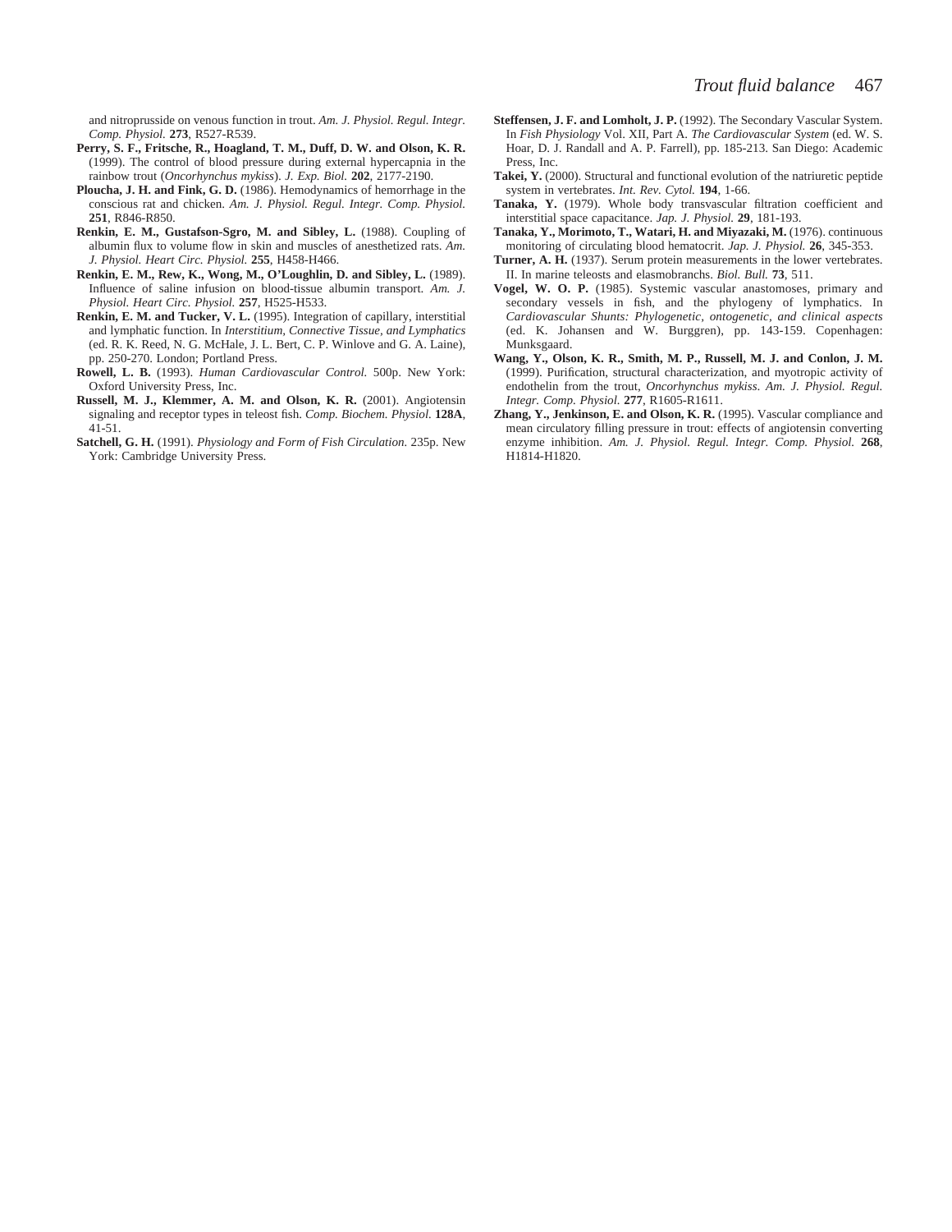and nitroprusside on venous function in trout. *Am. J. Physiol. Regul. Integr. Comp. Physiol.* **273**, R527-R539.

**Perry, S. F., Fritsche, R., Hoagland, T. M., Duff, D. W. and Olson, K. R.** (1999). The control of blood pressure during external hypercapnia in the rainbow trout (*Oncorhynchus mykiss*). *J. Exp. Biol.* **202**, 2177-2190.

**Ploucha, J. H. and Fink, G. D.** (1986). Hemodynamics of hemorrhage in the conscious rat and chicken. *Am. J. Physiol. Regul. Integr. Comp. Physiol.* **251**, R846-R850.

**Renkin, E. M., Gustafson-Sgro, M. and Sibley, L.** (1988). Coupling of albumin flux to volume flow in skin and muscles of anesthetized rats. *Am. J. Physiol. Heart Circ. Physiol.* **255**, H458-H466.

**Renkin, E. M., Rew, K., Wong, M., O'Loughlin, D. and Sibley, L.** (1989). Influence of saline infusion on blood-tissue albumin transport. *Am. J. Physiol. Heart Circ. Physiol.* **257**, H525-H533.

**Renkin, E. M. and Tucker, V. L.** (1995). Integration of capillary, interstitial and lymphatic function. In *Interstitium, Connective Tissue, and Lymphatics* (ed. R. K. Reed, N. G. McHale, J. L. Bert, C. P. Winlove and G. A. Laine), pp. 250-270. London; Portland Press.

**Rowell, L. B.** (1993). *Human Cardiovascular Control.* 500p. New York: Oxford University Press, Inc.

**Russell, M. J., Klemmer, A. M. and Olson, K. R.** (2001). Angiotensin signaling and receptor types in teleost fish. *Comp. Biochem. Physiol.* **128A**, 41-51.

**Satchell, G. H.** (1991). *Physiology and Form of Fish Circulation.* 235p. New York: Cambridge University Press.

**Steffensen, J. F. and Lomholt, J. P.** (1992). The Secondary Vascular System. In *Fish Physiology* Vol. XII, Part A. *The Cardiovascular System* (ed. W. S. Hoar, D. J. Randall and A. P. Farrell), pp. 185-213. San Diego: Academic Press, Inc.

**Takei, Y.** (2000). Structural and functional evolution of the natriuretic peptide system in vertebrates. *Int. Rev. Cytol.* **194**, 1-66.

**Tanaka, Y.** (1979). Whole body transvascular filtration coefficient and interstitial space capacitance. *Jap. J. Physiol.* **29**, 181-193.

**Tanaka, Y., Morimoto, T., Watari, H. and Miyazaki, M.** (1976). continuous monitoring of circulating blood hematocrit. *Jap. J. Physiol.* **26**, 345-353.

**Turner, A. H.** (1937). Serum protein measurements in the lower vertebrates. II. In marine teleosts and elasmobranchs. *Biol. Bull.* **73**, 511.

**Vogel, W. O. P.** (1985). Systemic vascular anastomoses, primary and secondary vessels in fish, and the phylogeny of lymphatics. In *Cardiovascular Shunts: Phylogenetic, ontogenetic, and clinical aspects* (ed. K. Johansen and W. Burggren), pp. 143-159. Copenhagen: Munksgaard.

**Wang, Y., Olson, K. R., Smith, M. P., Russell, M. J. and Conlon, J. M.** (1999). Purification, structural characterization, and myotropic activity of endothelin from the trout, *Oncorhynchus mykiss. Am. J. Physiol. Regul. Integr. Comp. Physiol.* **277**, R1605-R1611.

**Zhang, Y., Jenkinson, E. and Olson, K. R.** (1995). Vascular compliance and mean circulatory filling pressure in trout: effects of angiotensin converting enzyme inhibition. *Am. J. Physiol. Regul. Integr. Comp. Physiol.* **268**, H1814-H1820.